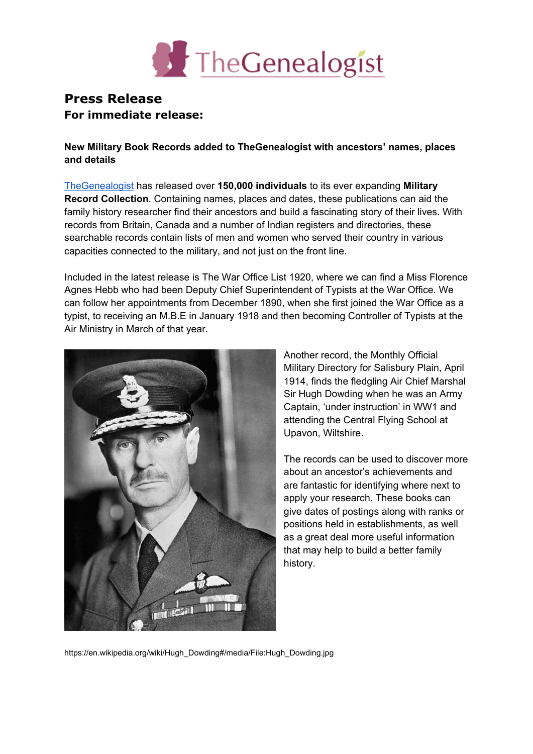TheGenealogist

## Press Release

### For immediate release:

**New Military Book Records added to TheGenealogist with ancestors' names, places and details**

TheGenealogist has released over **150,000 individuals** to its ever expanding **Military Record Collection**. Containing names, places and dates, these publications can aid the family history researcher find their ancestors and build a fascinating story of their lives. With records from Britain, Canada and a number of Indian registers and directories, these searchable records contain lists of men and women who served their country in various capacities connected to the military, and not just on the front line.

Included in the latest release is The War Office List 1920, where we can find a Miss Florence Agnes Hebb who had been Deputy Chief Superintendent of Typists at the War Office. We can follow her appointments from December 1890, when she first joined the War Office as a typist, to receiving an M.B.E in January 1918 and then becoming Controller of Typists at the Air Ministry in March of that year.

Another record, the Monthly Official Military Directory for Salisbury Plain, April 1914, finds the fledgling Air Chief Marshal Sir Hugh Dowding when he was an Army Captain, 'under instruction' in WW1 and attending the Central Flying School at Upavon, Wiltshire.

The records can be used to discover more about an ancestor's achievements and are fantastic for identifying where next to apply your research. These books can give dates of postings along with ranks or positions held in establishments, as well as a great deal more useful information that may help to build a better family history.

https://en.wikipedia.org/wiki/Hugh_Dowding#/media/File:Hugh_Dowding.jpg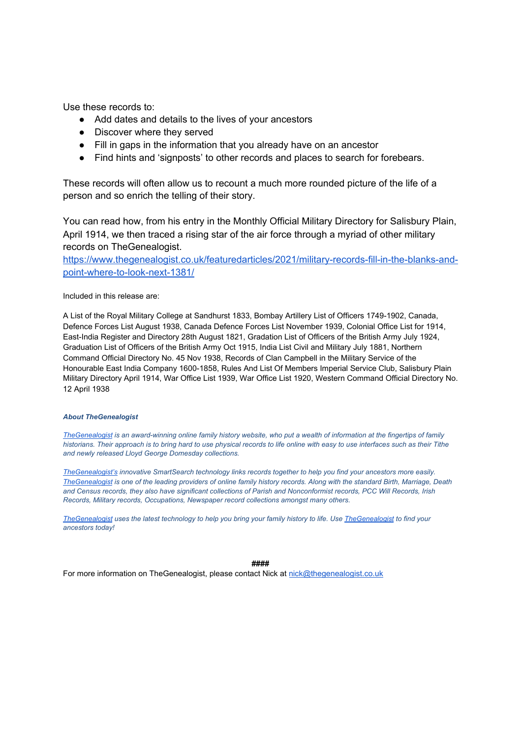Use these records to:

- Add dates and details to the lives of your ancestors
- Discover where they served
- Fill in gaps in the information that you already have on an ancestor
- Find hints and 'signposts' to other records and places to search for forebears.

These records will often allow us to recount a much more rounded picture of the life of a person and so enrich the telling of their story.

You can read how, from his entry in the Monthly Official Military Directory for Salisbury Plain, April 1914, we then traced a rising star of the air force through a myriad of other military records on TheGenealogist.
[https://www.thegenealogist.co.uk/featuredarticles/2021/military-records-fill-in-the-blanks-and-point-where-to-look-next-1381/](https://www.thegenealogist.co.uk/featuredarticles/2021/military-records-fill-in-the-blanks-and-point-where-to-look-next-1381/)

Included in this release are:

A List of the Royal Military College at Sandhurst 1833, Bombay Artillery List of Officers 1749-1902, Canada, Defence Forces List August 1938, Canada Defence Forces List November 1939, Colonial Office List for 1914, East-India Register and Directory 28th August 1821, Gradation List of Officers of the British Army July 1924, Graduation List of Officers of the British Army Oct 1915, India List Civil and Military July 1881, Northern Command Official Directory No. 45 Nov 1938, Records of Clan Campbell in the Military Service of the Honourable East India Company 1600-1858, Rules And List Of Members Imperial Service Club, Salisbury Plain Military Directory April 1914, War Office List 1939, War Office List 1920, Western Command Official Directory No. 12 April 1938

***About TheGenealogist***

*[TheGenealogist](https://www.thegenealogist.co.uk) is an award-winning online family history website, who put a wealth of information at the fingertips of family historians. Their approach is to bring hard to use physical records to life online with easy to use interfaces such as their Tithe and newly released Lloyd George Domesday collections.*

*[TheGenealogist's](https://www.thegenealogist.co.uk) innovative SmartSearch technology links records together to help you find your ancestors more easily. [TheGenealogist](https://www.thegenealogist.co.uk) is one of the leading providers of online family history records. Along with the standard Birth, Marriage, Death and Census records, they also have significant collections of Parish and Nonconformist records, PCC Will Records, Irish Records, Military records, Occupations, Newspaper record collections amongst many others.*

*[TheGenealogist](https://www.thegenealogist.co.uk) uses the latest technology to help you bring your family history to life. Use [TheGenealogist](https://www.thegenealogist.co.uk) to find your ancestors today!*

**####**

For more information on TheGenealogist, please contact Nick at [nick@thegenealogist.co.uk](mailto:nick@thegenealogist.co.uk)